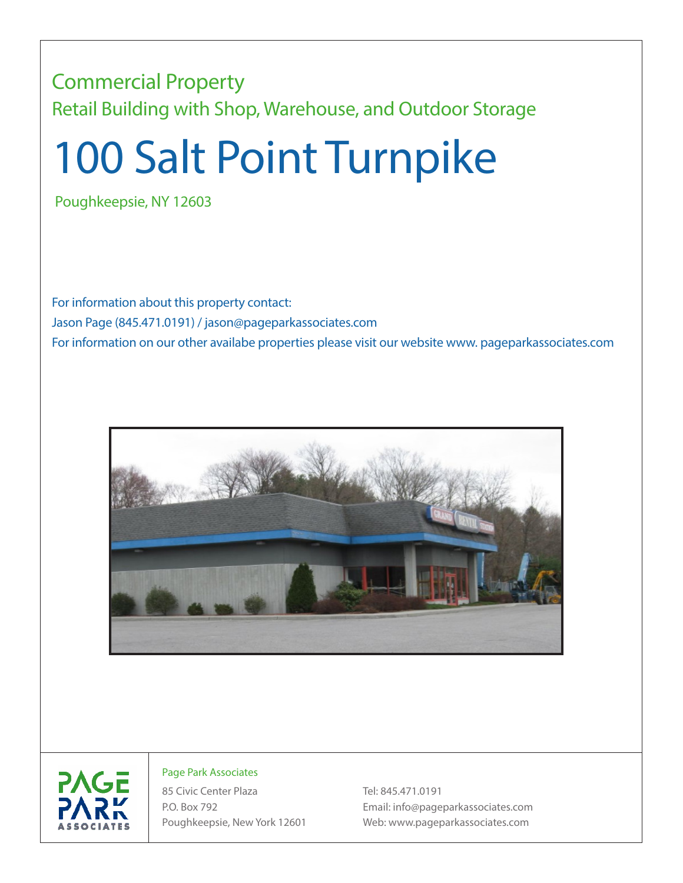Commercial Property

Retail Building with Shop, Warehouse, and Outdoor Storage

# 100 Salt Point Turnpike

Poughkeepsie, NY 12603

For information about this property contact:

Jason Page (845.471.0191) / jason@pageparkassociates.com

For information on our other availabe properties please visit our website www. pageparkassociates.com

Page Park Associates

85 Civic Center Plaza

P.O. Box 792

Poughkeepsie, New York 12601

Tel: 845.471.0191

Email: info@pageparkassociates.com

Web: www.pageparkassociates.com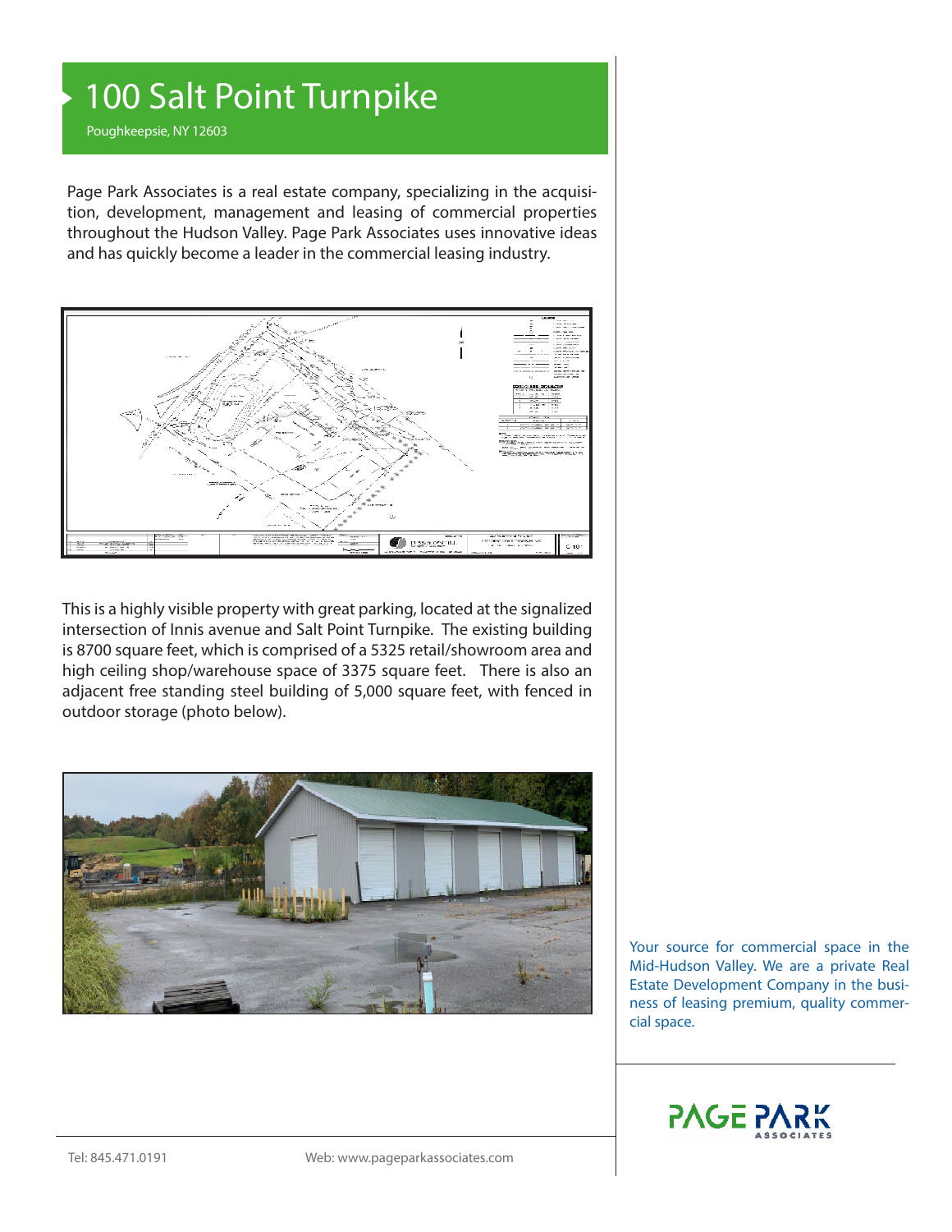# 100 Salt Point Turnpike

Poughkeepsie, NY 12603

Page Park Associates is a real estate company, specializing in the acquisition, development, management and leasing of commercial properties throughout the Hudson Valley. Page Park Associates uses innovative ideas and has quickly become a leader in the commercial leasing industry.

This is a highly visible property with great parking, located at the signalized intersection of Innis avenue and Salt Point Turnpike. The existing building is 8700 square feet, which is comprised of a 5325 retail/showroom area and high ceiling shop/warehouse space of 3375 square feet. There is also an adjacent free standing steel building of 5,000 square feet, with fenced in outdoor storage (photo below).

Your source for commercial space in the Mid-Hudson Valley. We are a private Real Estate Development Company in the business of leasing premium, quality commercial space.

PAGE PARK ASSOCIATES

Tel: 845.471.0191

Web: www.pageparkassociates.com